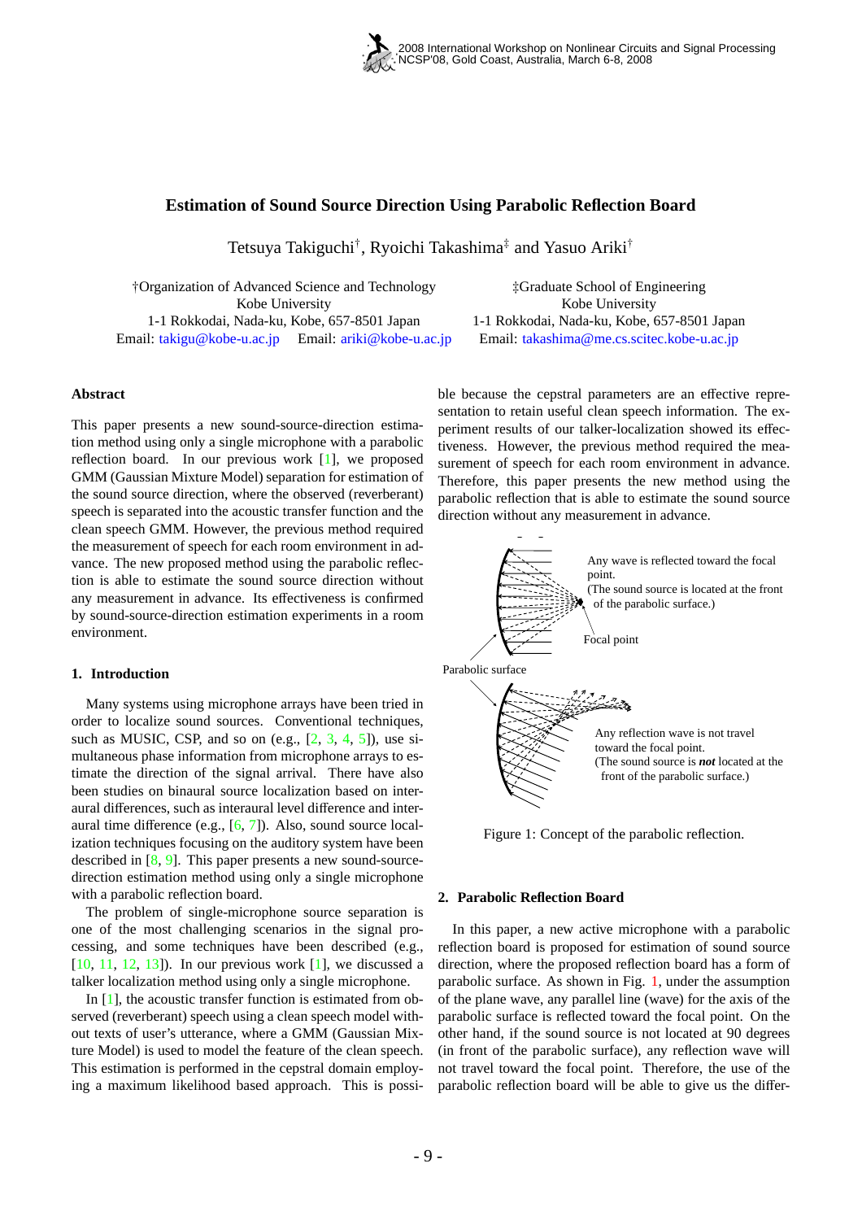# Estimation of Sound Source Direction Using Parabolic Reflection Board

Tetsuya Takiguchi†, Ryoichi Takashima‡ and Yasuo Ariki†

†Organization of Advanced Science and Technology
Kobe University
1-1 Rokkodai, Nada-ku, Kobe, 657-8501 Japan
Email: takigu@kobe-u.ac.jp Email: ariki@kobe-u.ac.jp

‡Graduate School of Engineering
Kobe University
1-1 Rokkodai, Nada-ku, Kobe, 657-8501 Japan
Email: takashima@me.cs.scitec.kobe-u.ac.jp

## Abstract

This paper presents a new sound-source-direction estimation method using only a single microphone with a parabolic reflection board. In our previous work [1], we proposed GMM (Gaussian Mixture Model) separation for estimation of the sound source direction, where the observed (reverberant) speech is separated into the acoustic transfer function and the clean speech GMM. However, the previous method required the measurement of speech for each room environment in advance. The new proposed method using the parabolic reflection is able to estimate the sound source direction without any measurement in advance. Its effectiveness is confirmed by sound-source-direction estimation experiments in a room environment.

## 1. Introduction

Many systems using microphone arrays have been tried in order to localize sound sources. Conventional techniques, such as MUSIC, CSP, and so on (e.g., [2, 3, 4, 5]), use simultaneous phase information from microphone arrays to estimate the direction of the signal arrival. There have also been studies on binaural source localization based on interaural differences, such as interaural level difference and interaural time difference (e.g., [6, 7]). Also, sound source localization techniques focusing on the auditory system have been described in [8, 9]. This paper presents a new sound-source-direction estimation method using only a single microphone with a parabolic reflection board.

The problem of single-microphone source separation is one of the most challenging scenarios in the signal processing, and some techniques have been described (e.g., [10, 11, 12, 13]). In our previous work [1], we discussed a talker localization method using only a single microphone.

In [1], the acoustic transfer function is estimated from observed (reverberant) speech using a clean speech model without texts of user's utterance, where a GMM (Gaussian Mixture Model) is used to model the feature of the clean speech. This estimation is performed in the cepstral domain employing a maximum likelihood based approach. This is possible because the cepstral parameters are an effective representation to retain useful clean speech information. The experiment results of our talker-localization showed its effectiveness. However, the previous method required the measurement of speech for each room environment in advance. Therefore, this paper presents the new method using the parabolic reflection that is able to estimate the sound source direction without any measurement in advance.

Any wave is reflected toward the focal point.
(The sound source is located at the front of the parabolic surface.)

Focal point

Parabolic surface

Any reflection wave is not travel toward the focal point.
(The sound source is ***not*** located at the front of the parabolic surface.)

Figure 1: Concept of the parabolic reflection.

## 2. Parabolic Reflection Board

In this paper, a new active microphone with a parabolic reflection board is proposed for estimation of sound source direction, where the proposed reflection board has a form of parabolic surface. As shown in Fig. 1, under the assumption of the plane wave, any parallel line (wave) for the axis of the parabolic surface is reflected toward the focal point. On the other hand, if the sound source is not located at 90 degrees (in front of the parabolic surface), any reflection wave will not travel toward the focal point. Therefore, the use of the parabolic reflection board will be able to give us the differ-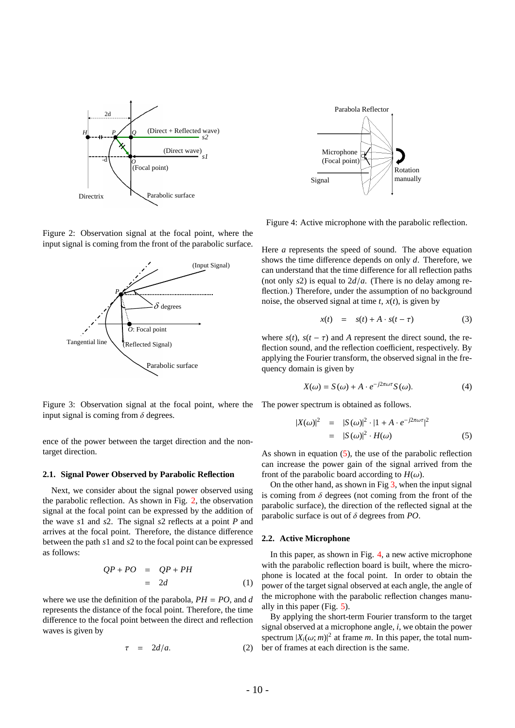Figure 2: Observation signal at the focal point, where the input signal is coming from the front of the parabolic surface.

Figure 3: Observation signal at the focal point, where the input signal is coming from $\delta$ degrees.

ence of the power between the target direction and the non-target direction.

### 2.1. Signal Power Observed by Parabolic Reflection

Next, we consider about the signal power observed using the parabolic reflection. As shown in Fig. 2, the observation signal at the focal point can be expressed by the addition of the wave $s1$ and $s2$. The signal $s2$ reflects at a point $P$ and arrives at the focal point. Therefore, the distance difference between the path $s1$ and $s2$ to the focal point can be expressed as follows:

$$\begin{aligned} QP + PO &= QP + PH \\ &= 2d \end{aligned} \tag{1}$$

where we use the definition of the parabola, $PH = PO$, and $d$ represents the distance of the focal point. Therefore, the time difference to the focal point between the direct and reflection waves is given by

$$\tau = 2d/a. \tag{2}$$

Figure 4: Active microphone with the parabolic reflection.

Here $a$ represents the speed of sound. The above equation shows the time difference depends on only $d$. Therefore, we can understand that the time difference for all reflection paths (not only $s2$) is equal to $2d/a$. (There is no delay among reflection.) Therefore, under the assumption of no background noise, the observed signal at time $t$, $x(t)$, is given by

$$x(t) = s(t) + A \cdot s(t - \tau) \tag{3}$$

where $s(t)$, $s(t - \tau)$ and $A$ represent the direct sound, the reflection sound, and the reflection coefficient, respectively. By applying the Fourier transform, the observed signal in the frequency domain is given by

$$X(\omega) = S(\omega) + A \cdot e^{-j2\pi\omega\tau} S(\omega). \tag{4}$$

The power spectrum is obtained as follows.

$$\begin{aligned} |X(\omega)|^2 &= |S(\omega)|^2 \cdot |1 + A \cdot e^{-j2\pi\omega\tau}|^2 \\ &= |S(\omega)|^2 \cdot H(\omega) \end{aligned} \tag{5}$$

As shown in equation (5), the use of the parabolic reflection can increase the power gain of the signal arrived from the front of the parabolic board according to $H(\omega)$.

On the other hand, as shown in Fig 3, when the input signal is coming from $\delta$ degrees (not coming from the front of the parabolic surface), the direction of the reflected signal at the parabolic surface is out of $\delta$ degrees from $PO$.

### 2.2. Active Microphone

In this paper, as shown in Fig. 4, a new active microphone with the parabolic reflection board is built, where the microphone is located at the focal point. In order to obtain the power of the target signal observed at each angle, the angle of the microphone with the parabolic reflection changes manually in this paper (Fig. 5).

By applying the short-term Fourier transform to the target signal observed at a microphone angle, $i$, we obtain the power spectrum $|X_i(\omega; m)|^2$ at frame $m$. In this paper, the total number of frames at each direction is the same.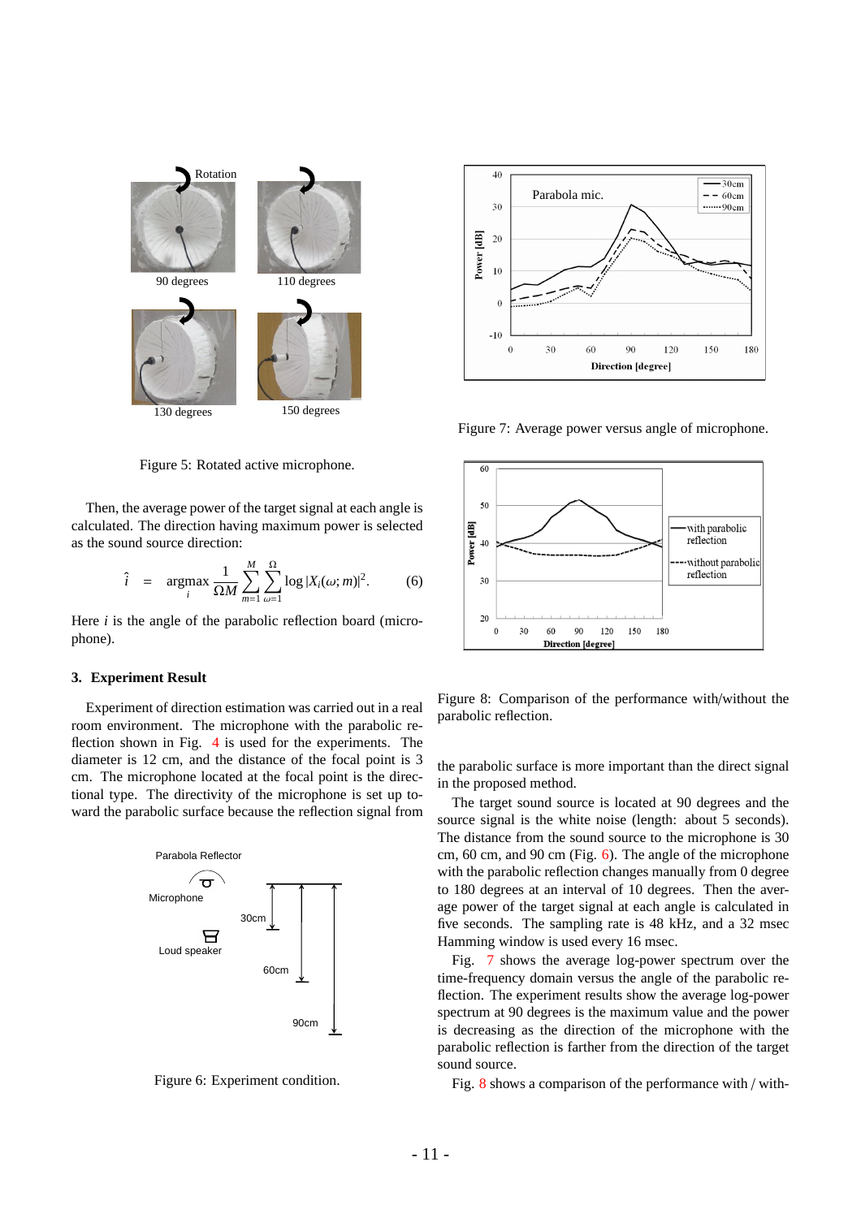Figure 5: Rotated active microphone.

Then, the average power of the target signal at each angle is calculated. The direction having maximum power is selected as the sound source direction:

$$\hat{i} = \underset{i}{\text{argmax}} \frac{1}{\Omega M} \sum_{m=1}^{M} \sum_{\omega=1}^{\Omega} \log |X_i(\omega; m)|^2. \quad (6)$$

Here $i$ is the angle of the parabolic reflection board (microphone).

## 3. Experiment Result

Experiment of direction estimation was carried out in a real room environment. The microphone with the parabolic reflection shown in Fig. 4 is used for the experiments. The diameter is 12 cm, and the distance of the focal point is 3 cm. The microphone located at the focal point is the directional type. The directivity of the microphone is set up toward the parabolic surface because the reflection signal from the parabolic surface is more important than the direct signal in the proposed method.

Figure 6: Experiment condition.

Figure 7: Average power versus angle of microphone.

Figure 8: Comparison of the performance with/without the parabolic reflection.

The target sound source is located at 90 degrees and the source signal is the white noise (length: about 5 seconds). The distance from the sound source to the microphone is 30 cm, 60 cm, and 90 cm (Fig. 6). The angle of the microphone with the parabolic reflection changes manually from 0 degree to 180 degrees at an interval of 10 degrees. Then the average power of the target signal at each angle is calculated in five seconds. The sampling rate is 48 kHz, and a 32 msec Hamming window is used every 16 msec.

Fig. 7 shows the average log-power spectrum over the time-frequency domain versus the angle of the parabolic reflection. The experiment results show the average log-power spectrum at 90 degrees is the maximum value and the power is decreasing as the direction of the microphone with the parabolic reflection is farther from the direction of the target sound source.

Fig. 8 shows a comparison of the performance with / with-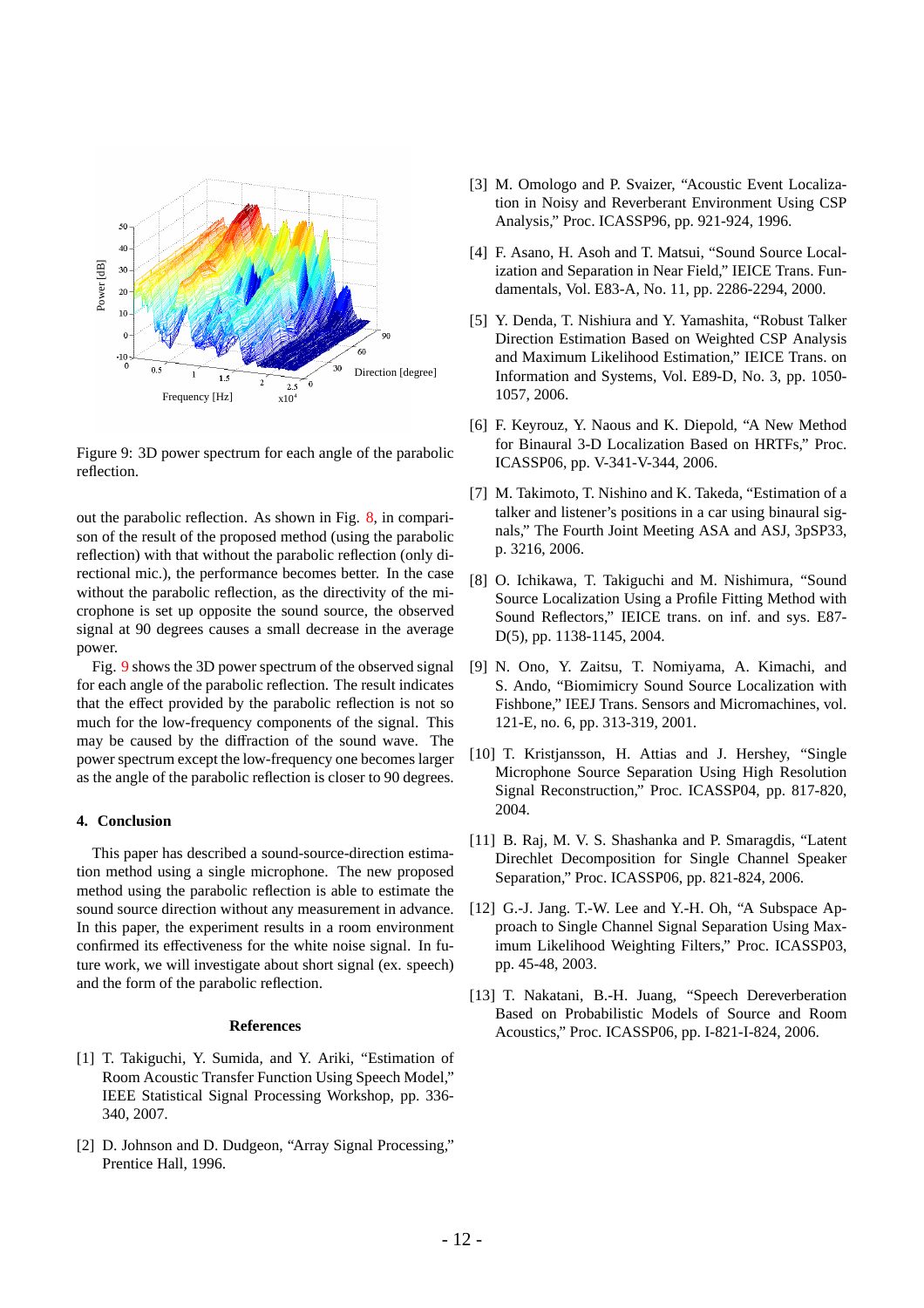Power [dB]

50
40
30
20
10
0
-10

0
0.5
1
1.5
2
2.5
x10⁴

Frequency [Hz]

0
30
60
90

Direction [degree]

Figure 9: 3D power spectrum for each angle of the parabolic reflection.

out the parabolic reflection. As shown in Fig. 8, in comparison of the result of the proposed method (using the parabolic reflection) with that without the parabolic reflection (only directional mic.), the performance becomes better. In the case without the parabolic reflection, as the directivity of the microphone is set up opposite the sound source, the observed signal at 90 degrees causes a small decrease in the average power.

Fig. 9 shows the 3D power spectrum of the observed signal for each angle of the parabolic reflection. The result indicates that the effect provided by the parabolic reflection is not so much for the low-frequency components of the signal. This may be caused by the diffraction of the sound wave. The power spectrum except the low-frequency one becomes larger as the angle of the parabolic reflection is closer to 90 degrees.

## 4. Conclusion

This paper has described a sound-source-direction estimation method using a single microphone. The new proposed method using the parabolic reflection is able to estimate the sound source direction without any measurement in advance. In this paper, the experiment results in a room environment confirmed its effectiveness for the white noise signal. In future work, we will investigate about short signal (ex. speech) and the form of the parabolic reflection.

## References

[1] T. Takiguchi, Y. Sumida, and Y. Ariki, "Estimation of Room Acoustic Transfer Function Using Speech Model," IEEE Statistical Signal Processing Workshop, pp. 336-340, 2007.

[2] D. Johnson and D. Dudgeon, "Array Signal Processing," Prentice Hall, 1996.

[3] M. Omologo and P. Svaizer, "Acoustic Event Localization in Noisy and Reverberant Environment Using CSP Analysis," Proc. ICASSP96, pp. 921-924, 1996.

[4] F. Asano, H. Asoh and T. Matsui, "Sound Source Localization and Separation in Near Field," IEICE Trans. Fundamentals, Vol. E83-A, No. 11, pp. 2286-2294, 2000.

[5] Y. Denda, T. Nishiura and Y. Yamashita, "Robust Talker Direction Estimation Based on Weighted CSP Analysis and Maximum Likelihood Estimation," IEICE Trans. on Information and Systems, Vol. E89-D, No. 3, pp. 1050-1057, 2006.

[6] F. Keyrouz, Y. Naous and K. Diepold, "A New Method for Binaural 3-D Localization Based on HRTFs," Proc. ICASSP06, pp. V-341-V-344, 2006.

[7] M. Takimoto, T. Nishino and K. Takeda, "Estimation of a talker and listener's positions in a car using binaural signals," The Fourth Joint Meeting ASA and ASJ, 3pSP33, p. 3216, 2006.

[8] O. Ichikawa, T. Takiguchi and M. Nishimura, "Sound Source Localization Using a Profile Fitting Method with Sound Reflectors," IEICE trans. on inf. and sys. E87-D(5), pp. 1138-1145, 2004.

[9] N. Ono, Y. Zaitsu, T. Nomiyama, A. Kimachi, and S. Ando, "Biomimicry Sound Source Localization with Fishbone," IEEJ Trans. Sensors and Micromachines, vol. 121-E, no. 6, pp. 313-319, 2001.

[10] T. Kristjansson, H. Attias and J. Hershey, "Single Microphone Source Separation Using High Resolution Signal Reconstruction," Proc. ICASSP04, pp. 817-820, 2004.

[11] B. Raj, M. V. S. Shashanka and P. Smaragdis, "Latent Direchlet Decomposition for Single Channel Speaker Separation," Proc. ICASSP06, pp. 821-824, 2006.

[12] G.-J. Jang. T.-W. Lee and Y.-H. Oh, "A Subspace Approach to Single Channel Signal Separation Using Maximum Likelihood Weighting Filters," Proc. ICASSP03, pp. 45-48, 2003.

[13] T. Nakatani, B.-H. Juang, "Speech Dereverberation Based on Probabilistic Models of Source and Room Acoustics," Proc. ICASSP06, pp. I-821-I-824, 2006.